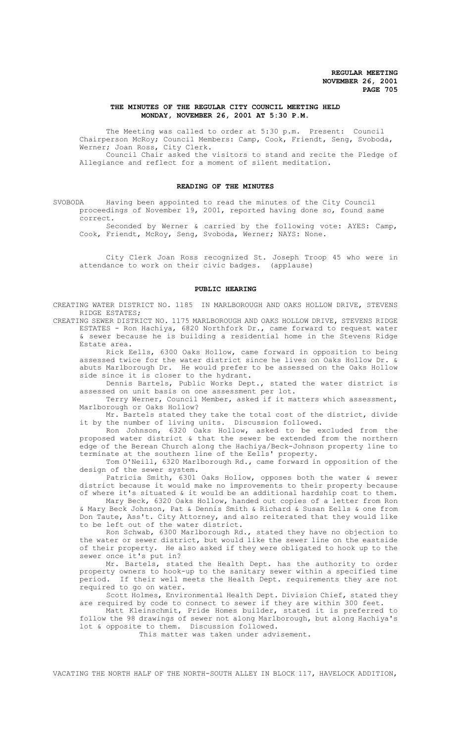**THE MINUTES OF THE REGULAR CITY COUNCIL MEETING HELD MONDAY, NOVEMBER 26, 2001 AT 5:30 P.M.**

The Meeting was called to order at 5:30 p.m. Present: Council Chairperson McRoy; Council Members: Camp, Cook, Friendt, Seng, Svoboda, Werner; Joan Ross, City Clerk.

Council Chair asked the visitors to stand and recite the Pledge of Allegiance and reflect for a moment of silent meditation.

**READING OF THE MINUTES**

SVOBODA Having been appointed to read the minutes of the City Council proceedings of November 19, 2001, reported having done so, found same correct.

Seconded by Werner & carried by the following vote: AYES: Camp, Cook, Friendt, McRoy, Seng, Svoboda, Werner; NAYS: None.

City Clerk Joan Ross recognized St. Joseph Troop 45 who were in attendance to work on their civic badges. (applause)

**PUBLIC HEARING**

CREATING WATER DISTRICT NO. 1185 IN MARLBOROUGH AND OAKS HOLLOW DRIVE, STEVENS RIDGE ESTATES;

CREATING SEWER DISTRICT NO. 1175 MARLBOROUGH AND OAKS HOLLOW DRIVE, STEVENS RIDGE ESTATES - Ron Hachiya, 6820 Northfork Dr., came forward to request water & sewer because he is building a residential home in the Stevens Ridge Estate area.

Rick Eells, 6300 Oaks Hollow, came forward in opposition to being assessed twice for the water district since he lives on Oaks Hollow Dr. & abuts Marlborough Dr. He would prefer to be assessed on the Oaks Hollow side since it is closer to the hydrant.

Dennis Bartels, Public Works Dept., stated the water district is assessed on unit basis on one assessment per lot.

Terry Werner, Council Member, asked if it matters which assessment, Marlborough or Oaks Hollow?

Mr. Bartels stated they take the total cost of the district, divide it by the number of living units. Discussion followed.

Ron Johnson, 6320 Oaks Hollow, asked to be excluded from the proposed water district & that the sewer be extended from the northern edge of the Berean Church along the Hachiya/Beck-Johnson property line to terminate at the southern line of the Eells' property.

Tom O'Neill, 6320 Marlborough Rd., came forward in opposition of the design of the sewer system.

Patricia Smith, 6301 Oaks Hollow, opposes both the water & sewer district because it would make no improvements to their property because of where it's situated & it would be an additional hardship cost to them.

Mary Beck, 6320 Oaks Hollow, handed out copies of a letter from Ron & Mary Beck Johnson, Pat & Dennis Smith & Richard & Susan Eells & one from Don Taute, Ass't. City Attorney, and also reiterated that they would like to be left out of the water district.

Ron Schwab, 6300 Marlborough Rd., stated they have no objection to the water or sewer district, but would like the sewer line on the eastside of their property. He also asked if they were obligated to hook up to the sewer once it's put in?

Mr. Bartels, stated the Health Dept. has the authority to order property owners to hook-up to the sanitary sewer within a specified time period. If their well meets the Health Dept. requirements they are not required to go on water.

Scott Holmes, Environmental Health Dept. Division Chief, stated they are required by code to connect to sewer if they are within 300 feet.

Matt Kleinschmit, Pride Homes builder, stated it is preferred to follow the 98 drawings of sewer not along Marlborough, but along Hachiya's lot & opposite to them. Discussion followed.

This matter was taken under advisement.

VACATING THE NORTH HALF OF THE NORTH-SOUTH ALLEY IN BLOCK 117, HAVELOCK ADDITION,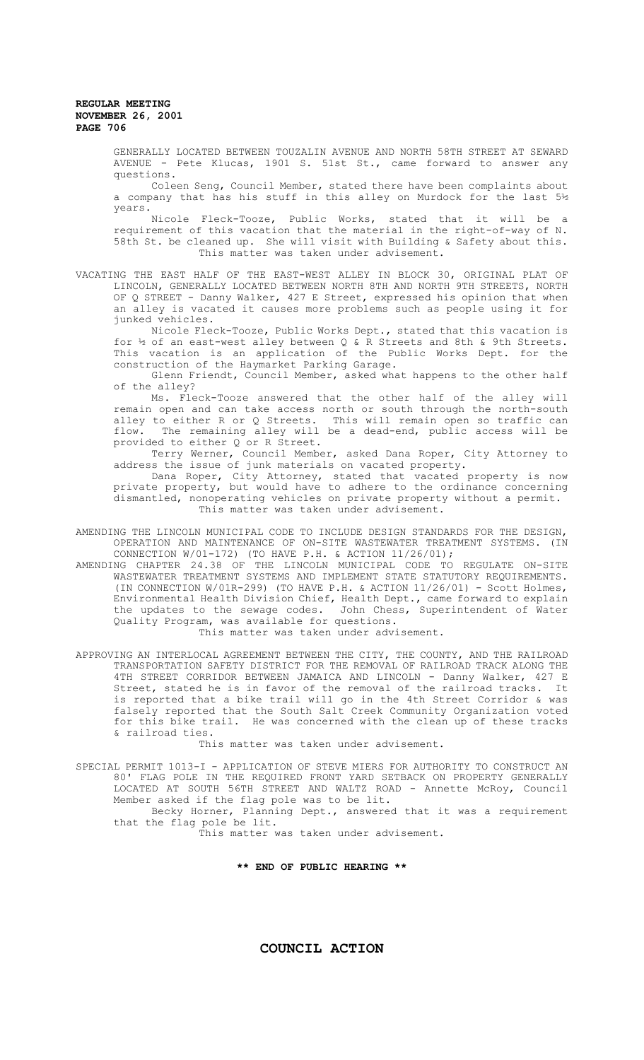GENERALLY LOCATED BETWEEN TOUZALIN AVENUE AND NORTH 58TH STREET AT SEWARD AVENUE - Pete Klucas, 1901 S. 51st St., came forward to answer any questions.

Coleen Seng, Council Member, stated there have been complaints about a company that has his stuff in this alley on Murdock for the last 5½ years.

Nicole Fleck-Tooze, Public Works, stated that it will be a requirement of this vacation that the material in the right-of-way of N. 58th St. be cleaned up. She will visit with Building & Safety about this.

This matter was taken under advisement.

VACATING THE EAST HALF OF THE EAST-WEST ALLEY IN BLOCK 30, ORIGINAL PLAT OF LINCOLN, GENERALLY LOCATED BETWEEN NORTH 8TH AND NORTH 9TH STREETS, NORTH OF Q STREET - Danny Walker, 427 E Street, expressed his opinion that when an alley is vacated it causes more problems such as people using it for junked vehicles.

Nicole Fleck-Tooze, Public Works Dept., stated that this vacation is for ½ of an east-west alley between Q & R Streets and 8th & 9th Streets. This vacation is an application of the Public Works Dept. for the construction of the Haymarket Parking Garage.

Glenn Friendt, Council Member, asked what happens to the other half of the alley?

Ms. Fleck-Tooze answered that the other half of the alley will remain open and can take access north or south through the north-south alley to either R or Q Streets. This will remain open so traffic can flow. The remaining alley will be a dead-end, public access will be provided to either Q or R Street.

Terry Werner, Council Member, asked Dana Roper, City Attorney to address the issue of junk materials on vacated property.

Dana Roper, City Attorney, stated that vacated property is now private property, but would have to adhere to the ordinance concerning dismantled, nonoperating vehicles on private property without a permit.

This matter was taken under advisement.

AMENDING THE LINCOLN MUNICIPAL CODE TO INCLUDE DESIGN STANDARDS FOR THE DESIGN, OPERATION AND MAINTENANCE OF ON-SITE WASTEWATER TREATMENT SYSTEMS. (IN CONNECTION W/01-172) (TO HAVE P.H. & ACTION 11/26/01);

AMENDING CHAPTER 24.38 OF THE LINCOLN MUNICIPAL CODE TO REGULATE ON-SITE WASTEWATER TREATMENT SYSTEMS AND IMPLEMENT STATE STATUTORY REQUIREMENTS. (IN CONNECTION W/01R-299) (TO HAVE P.H. & ACTION 11/26/01) - Scott Holmes, Environmental Health Division Chief, Health Dept., came forward to explain the updates to the sewage codes. John Chess, Superintendent of Water Quality Program, was available for questions.

This matter was taken under advisement.

APPROVING AN INTERLOCAL AGREEMENT BETWEEN THE CITY, THE COUNTY, AND THE RAILROAD TRANSPORTATION SAFETY DISTRICT FOR THE REMOVAL OF RAILROAD TRACK ALONG THE 4TH STREET CORRIDOR BETWEEN JAMAICA AND LINCOLN - Danny Walker, 427 E Street, stated he is in favor of the removal of the railroad tracks. It is reported that a bike trail will go in the 4th Street Corridor & was falsely reported that the South Salt Creek Community Organization voted for this bike trail. He was concerned with the clean up of these tracks & railroad ties.

This matter was taken under advisement.

SPECIAL PERMIT 1013-I - APPLICATION OF STEVE MIERS FOR AUTHORITY TO CONSTRUCT AN 80' FLAG POLE IN THE REQUIRED FRONT YARD SETBACK ON PROPERTY GENERALLY LOCATED AT SOUTH 56TH STREET AND WALTZ ROAD - Annette McRoy, Council Member asked if the flag pole was to be lit.

Becky Horner, Planning Dept., answered that it was a requirement that the flag pole be lit.

This matter was taken under advisement.

**\*\* END OF PUBLIC HEARING \*\***

# COUNCIL ACTION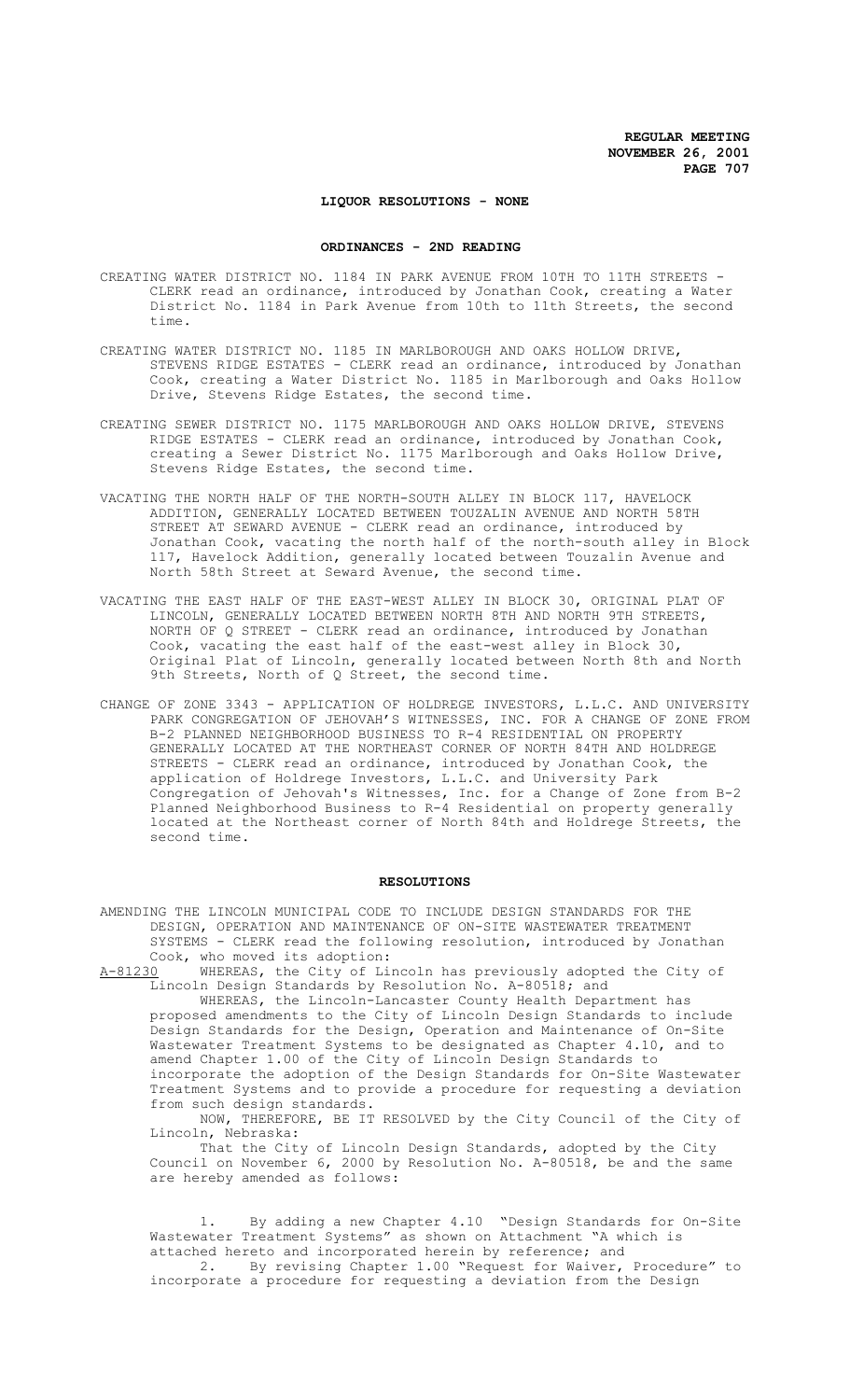**LIQUOR RESOLUTIONS - NONE**

**ORDINANCES - 2ND READING**

CREATING WATER DISTRICT NO. 1184 IN PARK AVENUE FROM 10TH TO 11TH STREETS - CLERK read an ordinance, introduced by Jonathan Cook, creating a Water District No. 1184 in Park Avenue from 10th to 11th Streets, the second time.

CREATING WATER DISTRICT NO. 1185 IN MARLBOROUGH AND OAKS HOLLOW DRIVE, STEVENS RIDGE ESTATES - CLERK read an ordinance, introduced by Jonathan Cook, creating a Water District No. 1185 in Marlborough and Oaks Hollow Drive, Stevens Ridge Estates, the second time.

CREATING SEWER DISTRICT NO. 1175 MARLBOROUGH AND OAKS HOLLOW DRIVE, STEVENS RIDGE ESTATES - CLERK read an ordinance, introduced by Jonathan Cook, creating a Sewer District No. 1175 Marlborough and Oaks Hollow Drive, Stevens Ridge Estates, the second time.

VACATING THE NORTH HALF OF THE NORTH-SOUTH ALLEY IN BLOCK 117, HAVELOCK ADDITION, GENERALLY LOCATED BETWEEN TOUZALIN AVENUE AND NORTH 58TH STREET AT SEWARD AVENUE - CLERK read an ordinance, introduced by Jonathan Cook, vacating the north half of the north-south alley in Block 117, Havelock Addition, generally located between Touzalin Avenue and North 58th Street at Seward Avenue, the second time.

VACATING THE EAST HALF OF THE EAST-WEST ALLEY IN BLOCK 30, ORIGINAL PLAT OF LINCOLN, GENERALLY LOCATED BETWEEN NORTH 8TH AND NORTH 9TH STREETS, NORTH OF Q STREET - CLERK read an ordinance, introduced by Jonathan Cook, vacating the east half of the east-west alley in Block 30, Original Plat of Lincoln, generally located between North 8th and North 9th Streets, North of Q Street, the second time.

CHANGE OF ZONE 3343 - APPLICATION OF HOLDREGE INVESTORS, L.L.C. AND UNIVERSITY PARK CONGREGATION OF JEHOVAH'S WITNESSES, INC. FOR A CHANGE OF ZONE FROM B-2 PLANNED NEIGHBORHOOD BUSINESS TO R-4 RESIDENTIAL ON PROPERTY GENERALLY LOCATED AT THE NORTHEAST CORNER OF NORTH 84TH AND HOLDREGE STREETS - CLERK read an ordinance, introduced by Jonathan Cook, the application of Holdrege Investors, L.L.C. and University Park Congregation of Jehovah's Witnesses, Inc. for a Change of Zone from B-2 Planned Neighborhood Business to R-4 Residential on property generally located at the Northeast corner of North 84th and Holdrege Streets, the second time.

**RESOLUTIONS**

AMENDING THE LINCOLN MUNICIPAL CODE TO INCLUDE DESIGN STANDARDS FOR THE DESIGN, OPERATION AND MAINTENANCE OF ON-SITE WASTEWATER TREATMENT SYSTEMS - CLERK read the following resolution, introduced by Jonathan Cook, who moved its adoption:

A-81230 WHEREAS, the City of Lincoln has previously adopted the City of Lincoln Design Standards by Resolution No. A-80518; and

WHEREAS, the Lincoln-Lancaster County Health Department has proposed amendments to the City of Lincoln Design Standards to include Design Standards for the Design, Operation and Maintenance of On-Site Wastewater Treatment Systems to be designated as Chapter 4.10, and to amend Chapter 1.00 of the City of Lincoln Design Standards to incorporate the adoption of the Design Standards for On-Site Wastewater Treatment Systems and to provide a procedure for requesting a deviation from such design standards.

NOW, THEREFORE, BE IT RESOLVED by the City Council of the City of Lincoln, Nebraska:

That the City of Lincoln Design Standards, adopted by the City Council on November 6, 2000 by Resolution No. A-80518, be and the same are hereby amended as follows:

1. By adding a new Chapter 4.10 "Design Standards for On-Site Wastewater Treatment Systems" as shown on Attachment "A which is attached hereto and incorporated herein by reference; and
2. By revising Chapter 1.00 "Request for Waiver, Procedure" to incorporate a procedure for requesting a deviation from the Design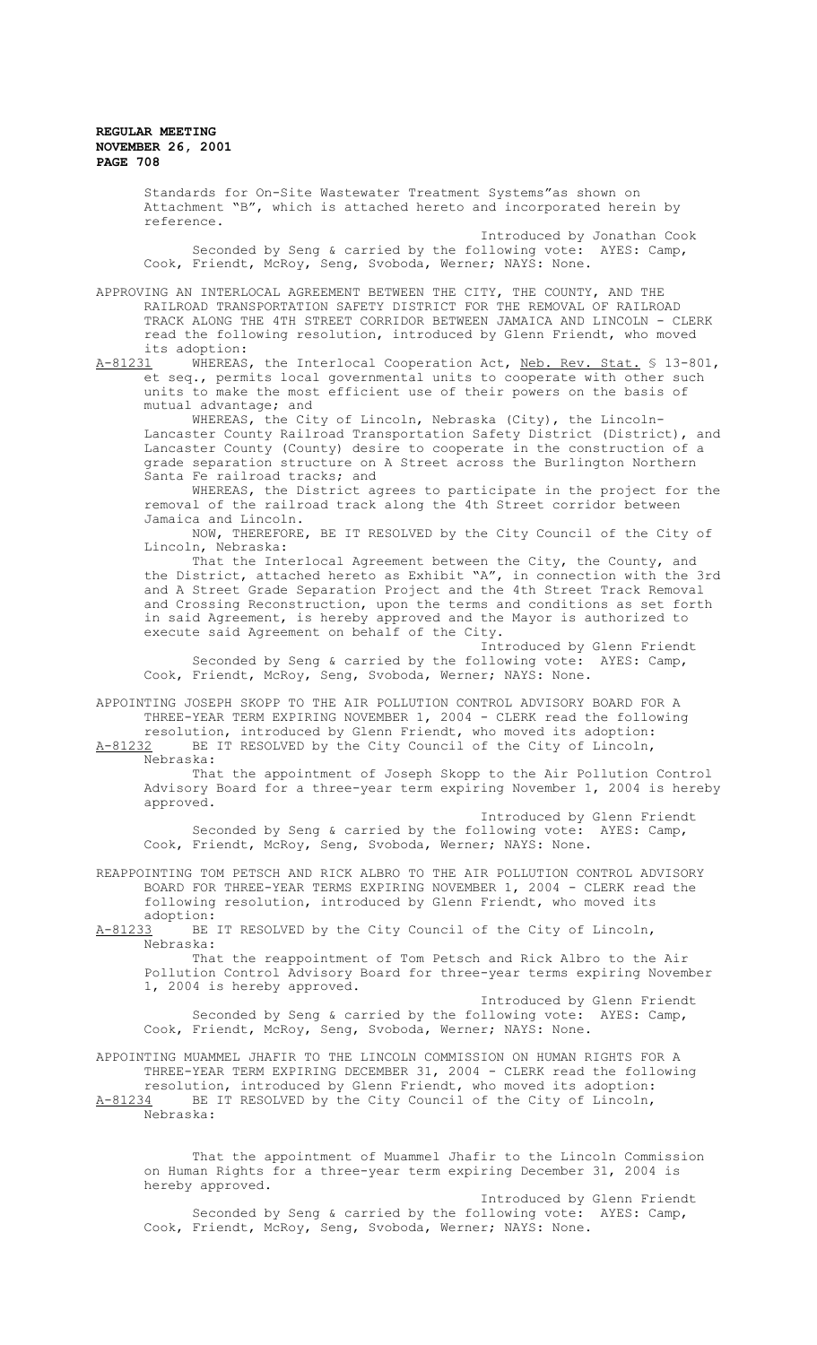Standards for On-Site Wastewater Treatment Systems"as shown on Attachment "B", which is attached hereto and incorporated herein by reference.

Introduced by Jonathan Cook

Seconded by Seng & carried by the following vote: AYES: Camp, Cook, Friendt, McRoy, Seng, Svoboda, Werner; NAYS: None.

APPROVING AN INTERLOCAL AGREEMENT BETWEEN THE CITY, THE COUNTY, AND THE RAILROAD TRANSPORTATION SAFETY DISTRICT FOR THE REMOVAL OF RAILROAD TRACK ALONG THE 4TH STREET CORRIDOR BETWEEN JAMAICA AND LINCOLN - CLERK read the following resolution, introduced by Glenn Friendt, who moved its adoption:

A-81231 WHEREAS, the Interlocal Cooperation Act, Neb. Rev. Stat. § 13-801, et seq., permits local governmental units to cooperate with other such units to make the most efficient use of their powers on the basis of mutual advantage; and

WHEREAS, the City of Lincoln, Nebraska (City), the Lincoln-Lancaster County Railroad Transportation Safety District (District), and Lancaster County (County) desire to cooperate in the construction of a grade separation structure on A Street across the Burlington Northern Santa Fe railroad tracks; and

WHEREAS, the District agrees to participate in the project for the removal of the railroad track along the 4th Street corridor between Jamaica and Lincoln.

NOW, THEREFORE, BE IT RESOLVED by the City Council of the City of Lincoln, Nebraska:

That the Interlocal Agreement between the City, the County, and the District, attached hereto as Exhibit "A", in connection with the 3rd and A Street Grade Separation Project and the 4th Street Track Removal and Crossing Reconstruction, upon the terms and conditions as set forth in said Agreement, is hereby approved and the Mayor is authorized to execute said Agreement on behalf of the City.

Introduced by Glenn Friendt

Seconded by Seng & carried by the following vote: AYES: Camp, Cook, Friendt, McRoy, Seng, Svoboda, Werner; NAYS: None.

APPOINTING JOSEPH SKOPP TO THE AIR POLLUTION CONTROL ADVISORY BOARD FOR A THREE-YEAR TERM EXPIRING NOVEMBER 1, 2004 - CLERK read the following resolution, introduced by Glenn Friendt, who moved its adoption:

A-81232 BE IT RESOLVED by the City Council of the City of Lincoln, Nebraska:

That the appointment of Joseph Skopp to the Air Pollution Control Advisory Board for a three-year term expiring November 1, 2004 is hereby approved.

Introduced by Glenn Friendt

Seconded by Seng & carried by the following vote: AYES: Camp, Cook, Friendt, McRoy, Seng, Svoboda, Werner; NAYS: None.

REAPPOINTING TOM PETSCH AND RICK ALBRO TO THE AIR POLLUTION CONTROL ADVISORY BOARD FOR THREE-YEAR TERMS EXPIRING NOVEMBER 1, 2004 - CLERK read the following resolution, introduced by Glenn Friendt, who moved its adoption:

A-81233 BE IT RESOLVED by the City Council of the City of Lincoln, Nebraska:

That the reappointment of Tom Petsch and Rick Albro to the Air Pollution Control Advisory Board for three-year terms expiring November 1, 2004 is hereby approved.

Introduced by Glenn Friendt

Seconded by Seng & carried by the following vote: AYES: Camp, Cook, Friendt, McRoy, Seng, Svoboda, Werner; NAYS: None.

APPOINTING MUAMMEL JHAFIR TO THE LINCOLN COMMISSION ON HUMAN RIGHTS FOR A THREE-YEAR TERM EXPIRING DECEMBER 31, 2004 - CLERK read the following resolution, introduced by Glenn Friendt, who moved its adoption:

A-81234 BE IT RESOLVED by the City Council of the City of Lincoln, Nebraska:

That the appointment of Muammel Jhafir to the Lincoln Commission on Human Rights for a three-year term expiring December 31, 2004 is hereby approved.

Introduced by Glenn Friendt

Seconded by Seng & carried by the following vote: AYES: Camp, Cook, Friendt, McRoy, Seng, Svoboda, Werner; NAYS: None.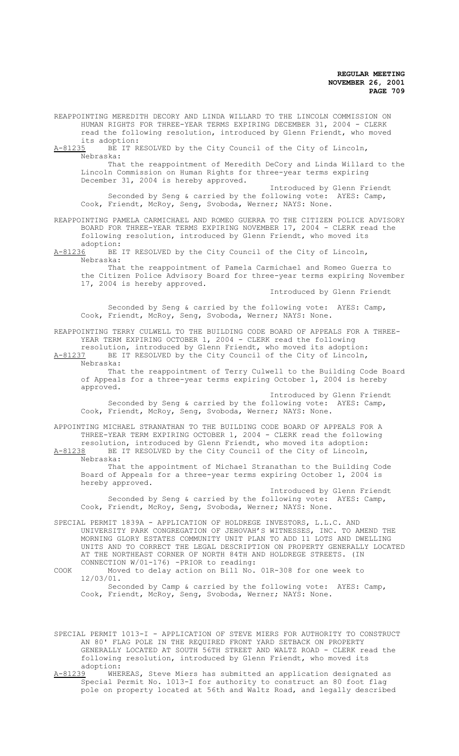REAPPOINTING MEREDITH DECORY AND LINDA WILLARD TO THE LINCOLN COMMISSION ON HUMAN RIGHTS FOR THREE-YEAR TERMS EXPIRING DECEMBER 31, 2004 - CLERK read the following resolution, introduced by Glenn Friendt, who moved its adoption:

A-81235 BE IT RESOLVED by the City Council of the City of Lincoln, Nebraska:

That the reappointment of Meredith DeCory and Linda Willard to the Lincoln Commission on Human Rights for three-year terms expiring December 31, 2004 is hereby approved.

Introduced by Glenn Friendt

Seconded by Seng & carried by the following vote: AYES: Camp, Cook, Friendt, McRoy, Seng, Svoboda, Werner; NAYS: None.

REAPPOINTING PAMELA CARMICHAEL AND ROMEO GUERRA TO THE CITIZEN POLICE ADVISORY BOARD FOR THREE-YEAR TERMS EXPIRING NOVEMBER 17, 2004 - CLERK read the following resolution, introduced by Glenn Friendt, who moved its adoption:

A-81236 BE IT RESOLVED by the City Council of the City of Lincoln, Nebraska:

That the reappointment of Pamela Carmichael and Romeo Guerra to the Citizen Police Advisory Board for three-year terms expiring November 17, 2004 is hereby approved.

Introduced by Glenn Friendt

Seconded by Seng & carried by the following vote: AYES: Camp, Cook, Friendt, McRoy, Seng, Svoboda, Werner; NAYS: None.

REAPPOINTING TERRY CULWELL TO THE BUILDING CODE BOARD OF APPEALS FOR A THREE-YEAR TERM EXPIRING OCTOBER 1, 2004 - CLERK read the following resolution, introduced by Glenn Friendt, who moved its adoption:

A-81237 BE IT RESOLVED by the City Council of the City of Lincoln, Nebraska:

That the reappointment of Terry Culwell to the Building Code Board of Appeals for a three-year terms expiring October 1, 2004 is hereby approved.

Introduced by Glenn Friendt

Seconded by Seng & carried by the following vote: AYES: Camp, Cook, Friendt, McRoy, Seng, Svoboda, Werner; NAYS: None.

APPOINTING MICHAEL STRANATHAN TO THE BUILDING CODE BOARD OF APPEALS FOR A THREE-YEAR TERM EXPIRING OCTOBER 1, 2004 - CLERK read the following resolution, introduced by Glenn Friendt, who moved its adoption:

A-81238 BE IT RESOLVED by the City Council of the City of Lincoln, Nebraska:

That the appointment of Michael Stranathan to the Building Code Board of Appeals for a three-year terms expiring October 1, 2004 is hereby approved.

Introduced by Glenn Friendt

Seconded by Seng & carried by the following vote: AYES: Camp, Cook, Friendt, McRoy, Seng, Svoboda, Werner; NAYS: None.

SPECIAL PERMIT 1839A - APPLICATION OF HOLDREGE INVESTORS, L.L.C. AND UNIVERSITY PARK CONGREGATION OF JEHOVAH'S WITNESSES, INC. TO AMEND THE MORNING GLORY ESTATES COMMUNITY UNIT PLAN TO ADD 11 LOTS AND DWELLING UNITS AND TO CORRECT THE LEGAL DESCRIPTION ON PROPERTY GENERALLY LOCATED AT THE NORTHEAST CORNER OF NORTH 84TH AND HOLDREGE STREETS. (IN CONNECTION W/01-176) -PRIOR to reading:

COOK Moved to delay action on Bill No. 01R-308 for one week to 12/03/01.

Seconded by Camp & carried by the following vote: AYES: Camp, Cook, Friendt, McRoy, Seng, Svoboda, Werner; NAYS: None.

SPECIAL PERMIT 1013-I - APPLICATION OF STEVE MIERS FOR AUTHORITY TO CONSTRUCT AN 80' FLAG POLE IN THE REQUIRED FRONT YARD SETBACK ON PROPERTY GENERALLY LOCATED AT SOUTH 56TH STREET AND WALTZ ROAD - CLERK read the following resolution, introduced by Glenn Friendt, who moved its adoption:

A-81239 WHEREAS, Steve Miers has submitted an application designated as Special Permit No. 1013-I for authority to construct an 80 foot flag pole on property located at 56th and Waltz Road, and legally described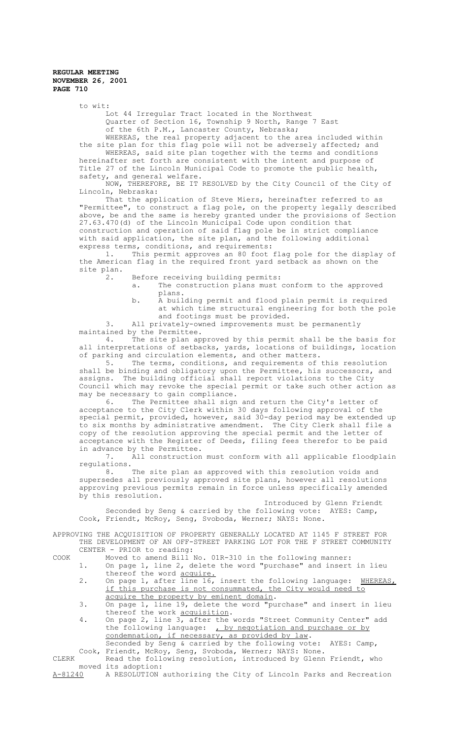to wit:

Lot 44 Irregular Tract located in the Northwest Quarter of Section 16, Township 9 North, Range 7 East of the 6th P.M., Lancaster County, Nebraska;

WHEREAS, the real property adjacent to the area included within the site plan for this flag pole will not be adversely affected; and

WHEREAS, said site plan together with the terms and conditions hereinafter set forth are consistent with the intent and purpose of Title 27 of the Lincoln Municipal Code to promote the public health, safety, and general welfare.

NOW, THEREFORE, BE IT RESOLVED by the City Council of the City of Lincoln, Nebraska:

That the application of Steve Miers, hereinafter referred to as "Permittee", to construct a flag pole, on the property legally described above, be and the same is hereby granted under the provisions of Section 27.63.470(d) of the Lincoln Municipal Code upon condition that construction and operation of said flag pole be in strict compliance with said application, the site plan, and the following additional express terms, conditions, and requirements:

1. This permit approves an 80 foot flag pole for the display of the American flag in the required front yard setback as shown on the site plan.
2. Before receiving building permits:
   a. The construction plans must conform to the approved plans.
   b. A building permit and flood plain permit is required at which time structural engineering for both the pole and footings must be provided.
3. All privately-owned improvements must be permanently maintained by the Permittee.
4. The site plan approved by this permit shall be the basis for all interpretations of setbacks, yards, locations of buildings, location of parking and circulation elements, and other matters.
5. The terms, conditions, and requirements of this resolution shall be binding and obligatory upon the Permittee, his successors, and assigns. The building official shall report violations to the City Council which may revoke the special permit or take such other action as may be necessary to gain compliance.
6. The Permittee shall sign and return the City's letter of acceptance to the City Clerk within 30 days following approval of the special permit, provided, however, said 30-day period may be extended up to six months by administrative amendment. The City Clerk shall file a copy of the resolution approving the special permit and the letter of acceptance with the Register of Deeds, filing fees therefor to be paid in advance by the Permittee.
7. All construction must conform with all applicable floodplain regulations.
8. The site plan as approved with this resolution voids and supersedes all previously approved site plans, however all resolutions approving previous permits remain in force unless specifically amended by this resolution.

Introduced by Glenn Friendt

Seconded by Seng & carried by the following vote: AYES: Camp, Cook, Friendt, McRoy, Seng, Svoboda, Werner; NAYS: None.

APPROVING THE ACQUISITION OF PROPERTY GENERALLY LOCATED AT 1145 F STREET FOR THE DEVELOPMENT OF AN OFF-STREET PARKING LOT FOR THE F STREET COMMUNITY CENTER - PRIOR to reading:

COOK Moved to amend Bill No. 01R-310 in the following manner:

1. On page 1, line 2, delete the word "purchase" and insert in lieu thereof the word acquire.
2. On page 1, after line 16, insert the following language: WHEREAS, if this purchase is not consummated, the City would need to acquire the property by eminent domain.
3. On page 1, line 19, delete the word "purchase" and insert in lieu thereof the work acquisition.
4. On page 2, line 3, after the words "Street Community Center" add the following language: , by negotiation and purchase or by condemnation, if necessary, as provided by law.

Seconded by Seng & carried by the following vote: AYES: Camp, Cook, Friendt, McRoy, Seng, Svoboda, Werner; NAYS: None.

CLERK Read the following resolution, introduced by Glenn Friendt, who moved its adoption:

A-81240 A RESOLUTION authorizing the City of Lincoln Parks and Recreation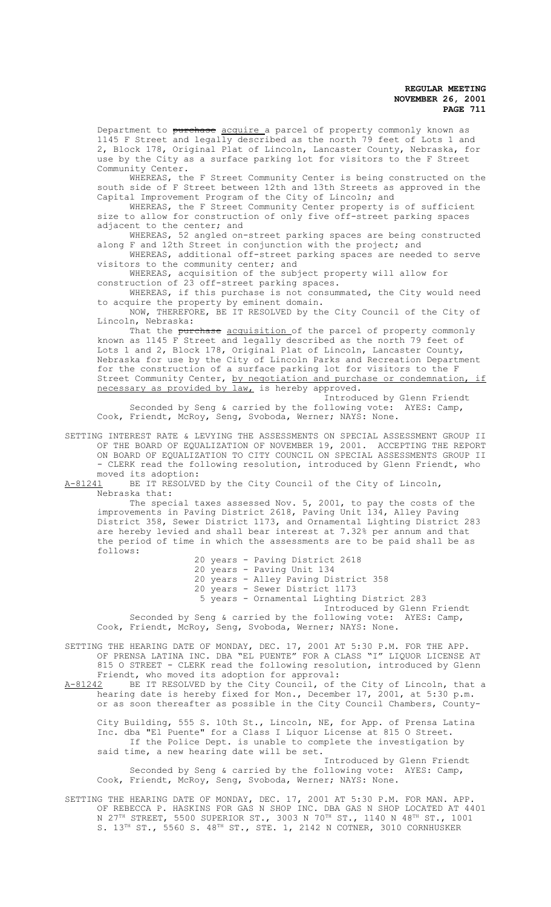Department to ~~purchase~~ acquire a parcel of property commonly known as 1145 F Street and legally described as the north 79 feet of Lots 1 and 2, Block 178, Original Plat of Lincoln, Lancaster County, Nebraska, for use by the City as a surface parking lot for visitors to the F Street Community Center.

WHEREAS, the F Street Community Center is being constructed on the south side of F Street between 12th and 13th Streets as approved in the Capital Improvement Program of the City of Lincoln; and

WHEREAS, the F Street Community Center property is of sufficient size to allow for construction of only five off-street parking spaces adjacent to the center; and

WHEREAS, 52 angled on-street parking spaces are being constructed along F and 12th Street in conjunction with the project; and

WHEREAS, additional off-street parking spaces are needed to serve visitors to the community center; and

WHEREAS, acquisition of the subject property will allow for construction of 23 off-street parking spaces.

WHEREAS, if this purchase is not consummated, the City would need to acquire the property by eminent domain.

NOW, THEREFORE, BE IT RESOLVED by the City Council of the City of Lincoln, Nebraska:

That the ~~purchase~~ acquisition of the parcel of property commonly known as 1145 F Street and legally described as the north 79 feet of Lots 1 and 2, Block 178, Original Plat of Lincoln, Lancaster County, Nebraska for use by the City of Lincoln Parks and Recreation Department for the construction of a surface parking lot for visitors to the F Street Community Center, by negotiation and purchase or condemnation, if necessary as provided by law, is hereby approved.

Introduced by Glenn Friendt

Seconded by Seng & carried by the following vote: AYES: Camp, Cook, Friendt, McRoy, Seng, Svoboda, Werner; NAYS: None.

SETTING INTEREST RATE & LEVYING THE ASSESSMENTS ON SPECIAL ASSESSMENT GROUP II OF THE BOARD OF EQUALIZATION OF NOVEMBER 19, 2001. ACCEPTING THE REPORT ON BOARD OF EQUALIZATION TO CITY COUNCIL ON SPECIAL ASSESSMENTS GROUP II - CLERK read the following resolution, introduced by Glenn Friendt, who moved its adoption:

A-81241 BE IT RESOLVED by the City Council of the City of Lincoln, Nebraska that:

The special taxes assessed Nov. 5, 2001, to pay the costs of the improvements in Paving District 2618, Paving Unit 134, Alley Paving District 358, Sewer District 1173, and Ornamental Lighting District 283 are hereby levied and shall bear interest at 7.32% per annum and that the period of time in which the assessments are to be paid shall be as follows:

20 years - Paving District 2618
20 years - Paving Unit 134
20 years - Alley Paving District 358
20 years - Sewer District 1173
5 years - Ornamental Lighting District 283

Introduced by Glenn Friendt

Seconded by Seng & carried by the following vote: AYES: Camp, Cook, Friendt, McRoy, Seng, Svoboda, Werner; NAYS: None.

SETTING THE HEARING DATE OF MONDAY, DEC. 17, 2001 AT 5:30 P.M. FOR THE APP. OF PRENSA LATINA INC. DBA "EL PUENTE" FOR A CLASS "I" LIQUOR LICENSE AT 815 O STREET - CLERK read the following resolution, introduced by Glenn Friendt, who moved its adoption for approval:

A-81242 BE IT RESOLVED by the City Council, of the City of Lincoln, that a hearing date is hereby fixed for Mon., December 17, 2001, at 5:30 p.m. or as soon thereafter as possible in the City Council Chambers, County-City Building, 555 S. 10th St., Lincoln, NE, for App. of Prensa Latina Inc. dba "El Puente" for a Class I Liquor License at 815 O Street.

If the Police Dept. is unable to complete the investigation by said time, a new hearing date will be set.

Introduced by Glenn Friendt

Seconded by Seng & carried by the following vote: AYES: Camp, Cook, Friendt, McRoy, Seng, Svoboda, Werner; NAYS: None.

SETTING THE HEARING DATE OF MONDAY, DEC. 17, 2001 AT 5:30 P.M. FOR MAN. APP. OF REBECCA P. HASKINS FOR GAS N SHOP INC. DBA GAS N SHOP LOCATED AT 4401 N 27TH STREET, 5500 SUPERIOR ST., 3003 N 70TH ST., 1140 N 48TH ST., 1001 S. 13TH ST., 5560 S. 48TH ST., STE. 1, 2142 N COTNER, 3010 CORNHUSKER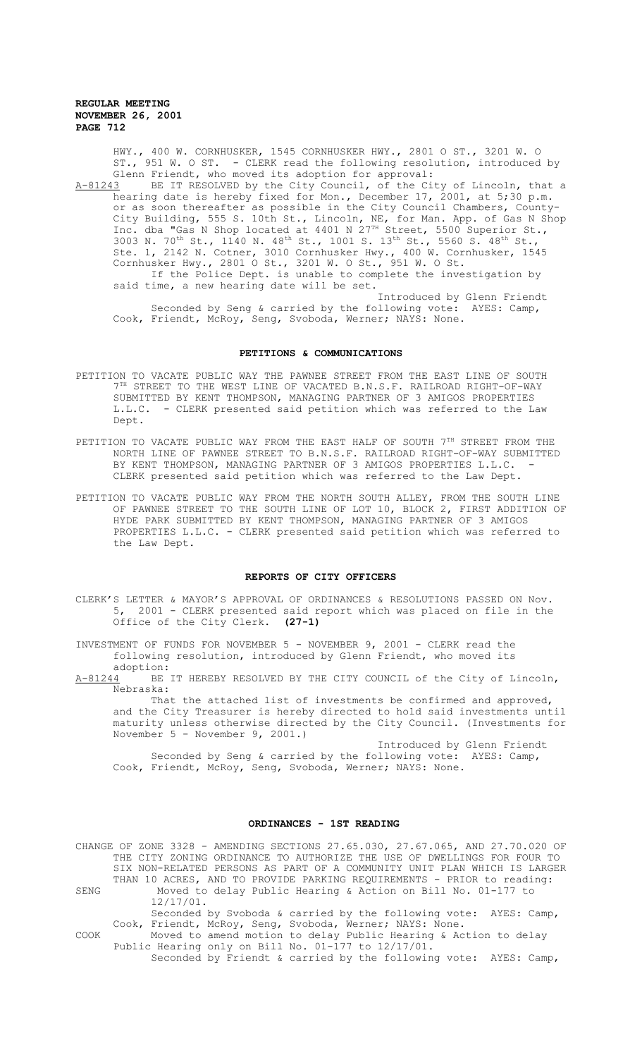HWY., 400 W. CORNHUSKER, 1545 CORNHUSKER HWY., 2801 O ST., 3201 W. O ST., 951 W. O ST. - CLERK read the following resolution, introduced by Glenn Friendt, who moved its adoption for approval:

A-81243 BE IT RESOLVED by the City Council, of the City of Lincoln, that a hearing date is hereby fixed for Mon., December 17, 2001, at 5;30 p.m. or as soon thereafter as possible in the City Council Chambers, County-City Building, 555 S. 10th St., Lincoln, NE, for Man. App. of Gas N Shop Inc. dba "Gas N Shop located at 4401 N 27TH Street, 5500 Superior St., 3003 N. 70th St., 1140 N. 48th St., 1001 S. 13th St., 5560 S. 48th St., Ste. 1, 2142 N. Cotner, 3010 Cornhusker Hwy., 400 W. Cornhusker, 1545 Cornhusker Hwy., 2801 O St., 3201 W. O St., 951 W. O St.

If the Police Dept. is unable to complete the investigation by said time, a new hearing date will be set.

Introduced by Glenn Friendt

Seconded by Seng & carried by the following vote: AYES: Camp, Cook, Friendt, McRoy, Seng, Svoboda, Werner; NAYS: None.

## PETITIONS & COMMUNICATIONS

PETITION TO VACATE PUBLIC WAY THE PAWNEE STREET FROM THE EAST LINE OF SOUTH 7TH STREET TO THE WEST LINE OF VACATED B.N.S.F. RAILROAD RIGHT-OF-WAY SUBMITTED BY KENT THOMPSON, MANAGING PARTNER OF 3 AMIGOS PROPERTIES L.L.C. - CLERK presented said petition which was referred to the Law Dept.

PETITION TO VACATE PUBLIC WAY FROM THE EAST HALF OF SOUTH 7TH STREET FROM THE NORTH LINE OF PAWNEE STREET TO B.N.S.F. RAILROAD RIGHT-OF-WAY SUBMITTED BY KENT THOMPSON, MANAGING PARTNER OF 3 AMIGOS PROPERTIES L.L.C. - CLERK presented said petition which was referred to the Law Dept.

PETITION TO VACATE PUBLIC WAY FROM THE NORTH SOUTH ALLEY, FROM THE SOUTH LINE OF PAWNEE STREET TO THE SOUTH LINE OF LOT 10, BLOCK 2, FIRST ADDITION OF HYDE PARK SUBMITTED BY KENT THOMPSON, MANAGING PARTNER OF 3 AMIGOS PROPERTIES L.L.C. - CLERK presented said petition which was referred to the Law Dept.

## REPORTS OF CITY OFFICERS

CLERK'S LETTER & MAYOR'S APPROVAL OF ORDINANCES & RESOLUTIONS PASSED ON Nov. 5, 2001 - CLERK presented said report which was placed on file in the Office of the City Clerk. **(27-1)**

INVESTMENT OF FUNDS FOR NOVEMBER 5 - NOVEMBER 9, 2001 - CLERK read the following resolution, introduced by Glenn Friendt, who moved its adoption:

A-81244 BE IT HEREBY RESOLVED BY THE CITY COUNCIL of the City of Lincoln, Nebraska:

That the attached list of investments be confirmed and approved, and the City Treasurer is hereby directed to hold said investments until maturity unless otherwise directed by the City Council. (Investments for November 5 - November 9, 2001.)

Introduced by Glenn Friendt

Seconded by Seng & carried by the following vote: AYES: Camp, Cook, Friendt, McRoy, Seng, Svoboda, Werner; NAYS: None.

## ORDINANCES - 1ST READING

CHANGE OF ZONE 3328 - AMENDING SECTIONS 27.65.030, 27.67.065, AND 27.70.020 OF THE CITY ZONING ORDINANCE TO AUTHORIZE THE USE OF DWELLINGS FOR FOUR TO SIX NON-RELATED PERSONS AS PART OF A COMMUNITY UNIT PLAN WHICH IS LARGER THAN 10 ACRES, AND TO PROVIDE PARKING REQUIREMENTS - PRIOR to reading:

SENG Moved to delay Public Hearing & Action on Bill No. 01-177 to 12/17/01.

Seconded by Svoboda & carried by the following vote: AYES: Camp, Cook, Friendt, McRoy, Seng, Svoboda, Werner; NAYS: None.

COOK Moved to amend motion to delay Public Hearing & Action to delay Public Hearing only on Bill No. 01-177 to 12/17/01.

Seconded by Friendt & carried by the following vote: AYES: Camp,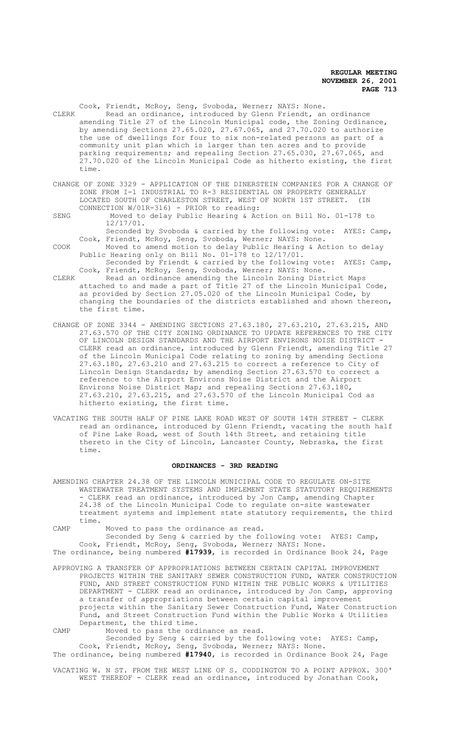Cook, Friendt, McRoy, Seng, Svoboda, Werner; NAYS: None.

CLERK Read an ordinance, introduced by Glenn Friendt, an ordinance amending Title 27 of the Lincoln Municipal code, the Zoning Ordinance, by amending Sections 27.65.020, 27.67.065, and 27.70.020 to authorize the use of dwellings for four to six non-related persons as part of a community unit plan which is larger than ten acres and to provide parking requirements; and repealing Section 27.65.030, 27.67.065, and 27.70.020 of the Lincoln Municipal Code as hitherto existing, the first time.

CHANGE OF ZONE 3329 - APPLICATION OF THE DINERSTEIN COMPANIES FOR A CHANGE OF ZONE FROM I-1 INDUSTRIAL TO R-3 RESIDENTIAL ON PROPERTY GENERALLY LOCATED SOUTH OF CHARLESTON STREET, WEST OF NORTH 1ST STREET. (IN CONNECTION W/01R-316) - PRIOR to reading:

SENG Moved to delay Public Hearing & Action on Bill No. 01-178 to 12/17/01.

Seconded by Svoboda & carried by the following vote: AYES: Camp, Cook, Friendt, McRoy, Seng, Svoboda, Werner; NAYS: None.

COOK Moved to amend motion to delay Public Hearing & Action to delay Public Hearing only on Bill No. 01-178 to 12/17/01.

Seconded by Friendt & carried by the following vote: AYES: Camp, Cook, Friendt, McRoy, Seng, Svoboda, Werner; NAYS: None.

CLERK Read an ordinance amending the Lincoln Zoning District Maps attached to and made a part of Title 27 of the Lincoln Municipal Code, as provided by Section 27.05.020 of the Lincoln Municipal Code, by changing the boundaries of the districts established and shown thereon, the first time.

CHANGE OF ZONE 3344 - AMENDING SECTIONS 27.63.180, 27.63.210, 27.63.215, AND 27.63.570 OF THE CITY ZONING ORDINANCE TO UPDATE REFERENCES TO THE CITY OF LINCOLN DESIGN STANDARDS AND THE AIRPORT ENVIRONS NOISE DISTRICT - CLERK read an ordinance, introduced by Glenn Friendt, amending Title 27 of the Lincoln Municipal Code relating to zoning by amending Sections 27.63.180, 27.63.210 and 27.63.215 to correct a reference to City of Lincoln Design Standards; by amending Section 27.63.570 to correct a reference to the Airport Environs Noise District and the Airport Environs Noise District Map; and repealing Sections 27.63.180, 27.63.210, 27.63.215, and 27.63.570 of the Lincoln Municipal Cod as hitherto existing, the first time.

VACATING THE SOUTH HALF OF PINE LAKE ROAD WEST OF SOUTH 14TH STREET - CLERK read an ordinance, introduced by Glenn Friendt, vacating the south half of Pine Lake Road, west of South 14th Street, and retaining title thereto in the City of Lincoln, Lancaster County, Nebraska, the first time.

## ORDINANCES - 3RD READING

AMENDING CHAPTER 24.38 OF THE LINCOLN MUNICIPAL CODE TO REGULATE ON-SITE WASTEWATER TREATMENT SYSTEMS AND IMPLEMENT STATE STATUTORY REQUIREMENTS - CLERK read an ordinance, introduced by Jon Camp, amending Chapter 24.38 of the Lincoln Municipal Code to regulate on-site wastewater treatment systems and implement state statutory requirements, the third time.

CAMP Moved to pass the ordinance as read.

Seconded by Seng & carried by the following vote: AYES: Camp, Cook, Friendt, McRoy, Seng, Svoboda, Werner; NAYS: None.

The ordinance, being numbered **#17939**, is recorded in Ordinance Book 24, Page

APPROVING A TRANSFER OF APPROPRIATIONS BETWEEN CERTAIN CAPITAL IMPROVEMENT PROJECTS WITHIN THE SANITARY SEWER CONSTRUCTION FUND, WATER CONSTRUCTION FUND, AND STREET CONSTRUCTION FUND WITHIN THE PUBLIC WORKS & UTILITIES DEPARTMENT - CLERK read an ordinance, introduced by Jon Camp, approving a transfer of appropriations between certain capital improvement projects within the Sanitary Sewer Construction Fund, Water Construction Fund, and Street Construction Fund within the Public Works & Utilities Department, the third time.

CAMP Moved to pass the ordinance as read.

Seconded by Seng & carried by the following vote: AYES: Camp, Cook, Friendt, McRoy, Seng, Svoboda, Werner; NAYS: None.

The ordinance, being numbered **#17940**, is recorded in Ordinance Book 24, Page

VACATING W. N ST. FROM THE WEST LINE OF S. CODDINGTON TO A POINT APPROX. 300' WEST THEREOF - CLERK read an ordinance, introduced by Jonathan Cook,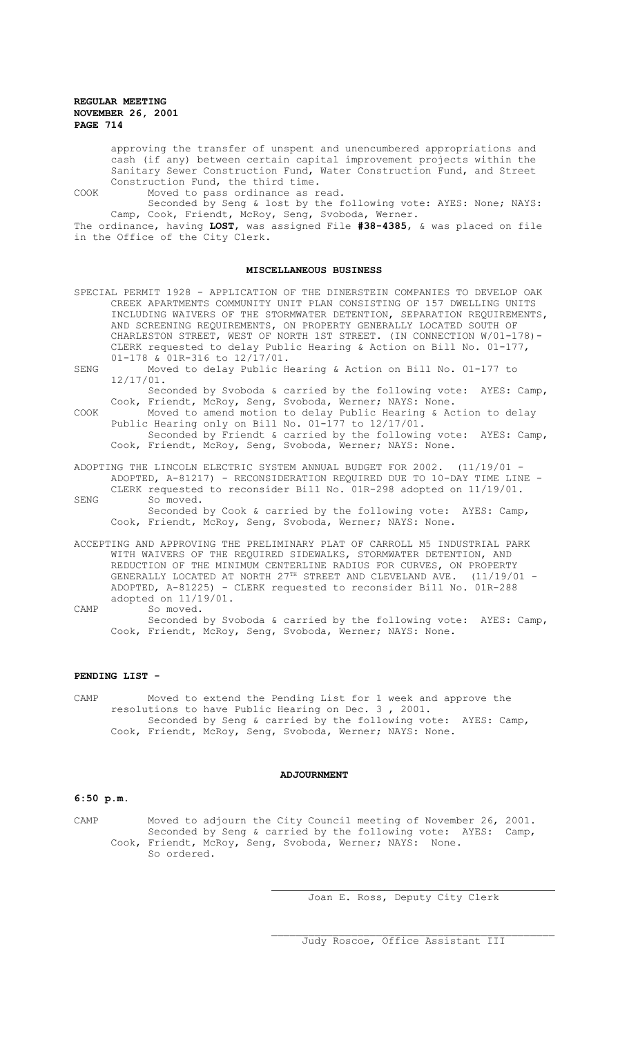approving the transfer of unspent and unencumbered appropriations and cash (if any) between certain capital improvement projects within the Sanitary Sewer Construction Fund, Water Construction Fund, and Street Construction Fund, the third time.

COOK Moved to pass ordinance as read.

Seconded by Seng & lost by the following vote: AYES: None; NAYS: Camp, Cook, Friendt, McRoy, Seng, Svoboda, Werner.

The ordinance, having **LOST**, was assigned File **#38-4385**, & was placed on file in the Office of the City Clerk.

## MISCELLANEOUS BUSINESS

SPECIAL PERMIT 1928 - APPLICATION OF THE DINERSTEIN COMPANIES TO DEVELOP OAK CREEK APARTMENTS COMMUNITY UNIT PLAN CONSISTING OF 157 DWELLING UNITS INCLUDING WAIVERS OF THE STORMWATER DETENTION, SEPARATION REQUIREMENTS, AND SCREENING REQUIREMENTS, ON PROPERTY GENERALLY LOCATED SOUTH OF CHARLESTON STREET, WEST OF NORTH 1ST STREET. (IN CONNECTION W/01-178)- CLERK requested to delay Public Hearing & Action on Bill No. 01-177, 01-178 & 01R-316 to 12/17/01.

SENG Moved to delay Public Hearing & Action on Bill No. 01-177 to 12/17/01.

Seconded by Svoboda & carried by the following vote: AYES: Camp, Cook, Friendt, McRoy, Seng, Svoboda, Werner; NAYS: None.

COOK Moved to amend motion to delay Public Hearing & Action to delay Public Hearing only on Bill No. 01-177 to 12/17/01.

Seconded by Friendt & carried by the following vote: AYES: Camp, Cook, Friendt, McRoy, Seng, Svoboda, Werner; NAYS: None.

ADOPTING THE LINCOLN ELECTRIC SYSTEM ANNUAL BUDGET FOR 2002. (11/19/01 - ADOPTED, A-81217) - RECONSIDERATION REQUIRED DUE TO 10-DAY TIME LINE - CLERK requested to reconsider Bill No. 01R-298 adopted on 11/19/01.

SENG So moved.

Seconded by Cook & carried by the following vote: AYES: Camp, Cook, Friendt, McRoy, Seng, Svoboda, Werner; NAYS: None.

ACCEPTING AND APPROVING THE PRELIMINARY PLAT OF CARROLL M5 INDUSTRIAL PARK WITH WAIVERS OF THE REQUIRED SIDEWALKS, STORMWATER DETENTION, AND REDUCTION OF THE MINIMUM CENTERLINE RADIUS FOR CURVES, ON PROPERTY GENERALLY LOCATED AT NORTH 27TH STREET AND CLEVELAND AVE. (11/19/01 - ADOPTED, A-81225) - CLERK requested to reconsider Bill No. 01R-288 adopted on 11/19/01.

CAMP So moved.

Seconded by Svoboda & carried by the following vote: AYES: Camp, Cook, Friendt, McRoy, Seng, Svoboda, Werner; NAYS: None.

## PENDING LIST -

CAMP Moved to extend the Pending List for 1 week and approve the resolutions to have Public Hearing on Dec. 3 , 2001.

Seconded by Seng & carried by the following vote: AYES: Camp, Cook, Friendt, McRoy, Seng, Svoboda, Werner; NAYS: None.

## ADJOURNMENT

**6:50 p.m.**

CAMP Moved to adjourn the City Council meeting of November 26, 2001.

Seconded by Seng & carried by the following vote: AYES: Camp, Cook, Friendt, McRoy, Seng, Svoboda, Werner; NAYS: None.

So ordered.

Joan E. Ross, Deputy City Clerk

Judy Roscoe, Office Assistant III